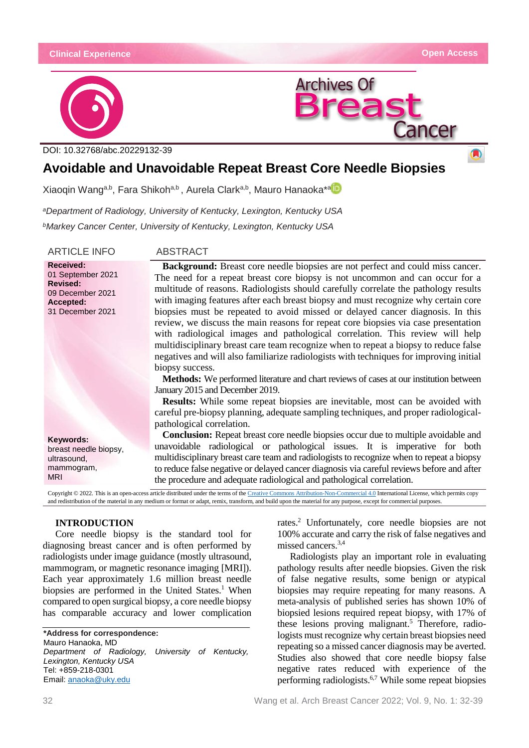Clinical Experience

Open Access

DOI: 10.32768/abc.20229132-39

# Avoidable and Unavoidable Repeat Breast Core Needle Biopsies

Xiaoqin Wang[a,b], Fara Shikoh[a,b], Aurela Clark[a,b], Mauro Hanaoka*[a]

[a]*Department of Radiology, University of Kentucky, Lexington, Kentucky USA*

[b]*Markey Cancer Center, University of Kentucky, Lexington, Kentucky USA*

## ARTICLE INFO

**Received:**
01 September 2021

**Revised:**
09 December 2021

**Accepted:**
31 December 2021

**Keywords:**
breast needle biopsy, ultrasound, mammogram, MRI

## ABSTRACT

**Background:** Breast core needle biopsies are not perfect and could miss cancer. The need for a repeat breast core biopsy is not uncommon and can occur for a multitude of reasons. Radiologists should carefully correlate the pathology results with imaging features after each breast biopsy and must recognize why certain core biopsies must be repeated to avoid missed or delayed cancer diagnosis. In this review, we discuss the main reasons for repeat core biopsies via case presentation with radiological images and pathological correlation. This review will help multidisciplinary breast care team recognize when to repeat a biopsy to reduce false negatives and will also familiarize radiologists with techniques for improving initial biopsy success.

**Methods:** We performed literature and chart reviews of cases at our institution between January 2015 and December 2019.

**Results:** While some repeat biopsies are inevitable, most can be avoided with careful pre-biopsy planning, adequate sampling techniques, and proper radiological-pathological correlation.

**Conclusion:** Repeat breast core needle biopsies occur due to multiple avoidable and unavoidable radiological or pathological issues. It is imperative for both multidisciplinary breast care team and radiologists to recognize when to repeat a biopsy to reduce false negative or delayed cancer diagnosis via careful reviews before and after the procedure and adequate radiological and pathological correlation.

Copyright © 2022. This is an open-access article distributed under the terms of the Creative Commons Attribution-Non-Commercial 4.0 International License, which permits copy and redistribution of the material in any medium or format or adapt, remix, transform, and build upon the material for any purpose, except for commercial purposes.

## INTRODUCTION

Core needle biopsy is the standard tool for diagnosing breast cancer and is often performed by radiologists under image guidance (mostly ultrasound, mammogram, or magnetic resonance imaging [MRI]). Each year approximately 1.6 million breast needle biopsies are performed in the United States.[1] When compared to open surgical biopsy, a core needle biopsy has comparable accuracy and lower complication rates.[2] Unfortunately, core needle biopsies are not 100% accurate and carry the risk of false negatives and missed cancers.[3,4]

Radiologists play an important role in evaluating pathology results after needle biopsies. Given the risk of false negative results, some benign or atypical biopsies may require repeating for many reasons. A meta-analysis of published series has shown 10% of biopsied lesions required repeat biopsy, with 17% of these lesions proving malignant.[5] Therefore, radiologists must recognize why certain breast biopsies need repeating so a missed cancer diagnosis may be averted. Studies also showed that core needle biopsy false negative rates reduced with experience of the performing radiologists.[6,7] While some repeat biopsies

**\*Address for correspondence:**
Mauro Hanaoka, MD
*Department of Radiology, University of Kentucky, Lexington, Kentucky USA*
Tel: +859-218-0301
Email: anaoka@uky.edu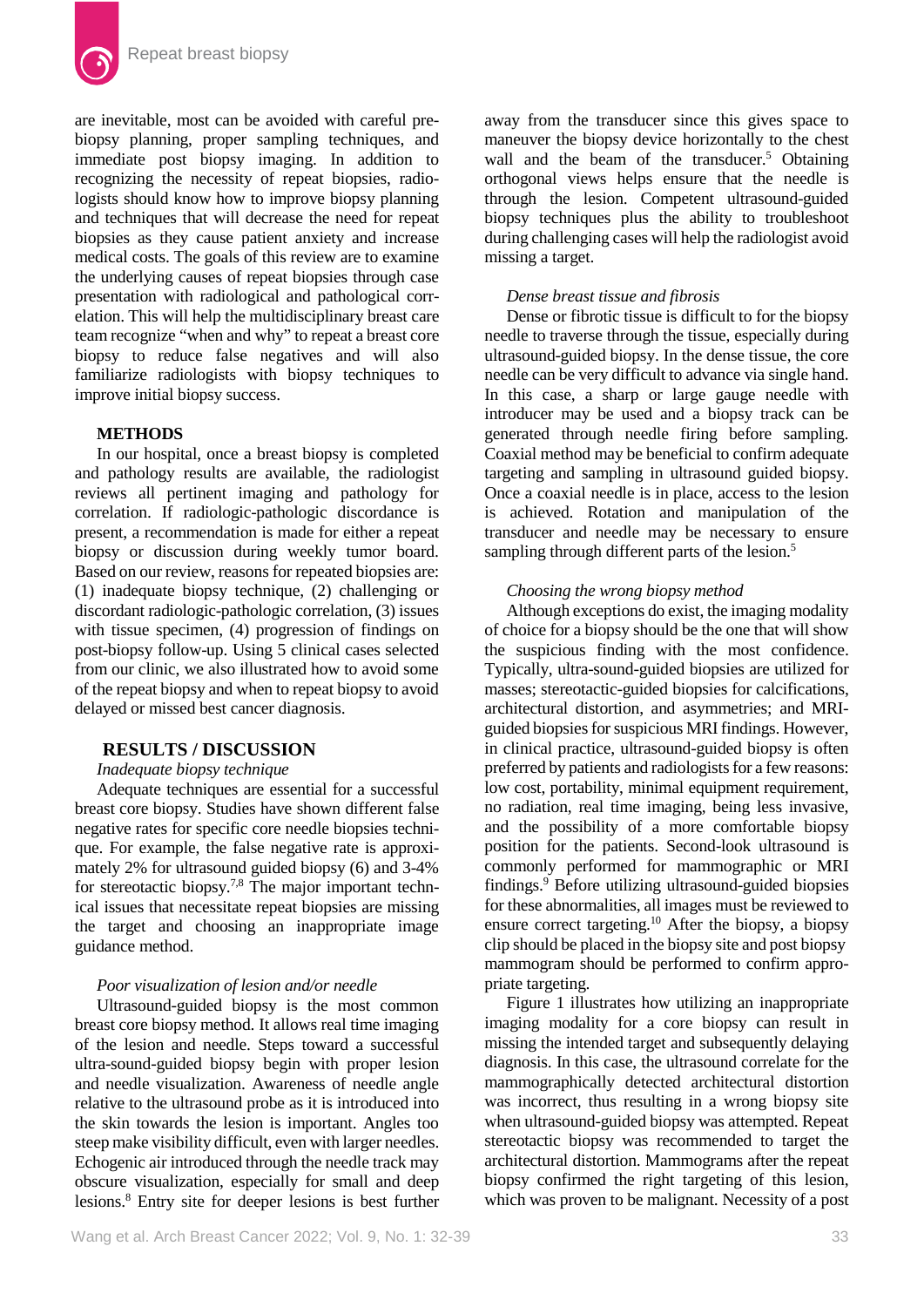are inevitable, most can be avoided with careful pre-biopsy planning, proper sampling techniques, and immediate post biopsy imaging. In addition to recognizing the necessity of repeat biopsies, radiologists should know how to improve biopsy planning and techniques that will decrease the need for repeat biopsies as they cause patient anxiety and increase medical costs. The goals of this review are to examine the underlying causes of repeat biopsies through case presentation with radiological and pathological correlation. This will help the multidisciplinary breast care team recognize "when and why" to repeat a breast core biopsy to reduce false negatives and will also familiarize radiologists with biopsy techniques to improve initial biopsy success.

## METHODS

In our hospital, once a breast biopsy is completed and pathology results are available, the radiologist reviews all pertinent imaging and pathology for correlation. If radiologic-pathologic discordance is present, a recommendation is made for either a repeat biopsy or discussion during weekly tumor board. Based on our review, reasons for repeated biopsies are: (1) inadequate biopsy technique, (2) challenging or discordant radiologic-pathologic correlation, (3) issues with tissue specimen, (4) progression of findings on post-biopsy follow-up. Using 5 clinical cases selected from our clinic, we also illustrated how to avoid some of the repeat biopsy and when to repeat biopsy to avoid delayed or missed best cancer diagnosis.

## RESULTS / DISCUSSION

### *Inadequate biopsy technique*

Adequate techniques are essential for a successful breast core biopsy. Studies have shown different false negative rates for specific core needle biopsies technique. For example, the false negative rate is approximately 2% for ultrasound guided biopsy (6) and 3-4% for stereotactic biopsy.[7,8] The major important technical issues that necessitate repeat biopsies are missing the target and choosing an inappropriate image guidance method.

#### *Poor visualization of lesion and/or needle*

Ultrasound-guided biopsy is the most common breast core biopsy method. It allows real time imaging of the lesion and needle. Steps toward a successful ultra-sound-guided biopsy begin with proper lesion and needle visualization. Awareness of needle angle relative to the ultrasound probe as it is introduced into the skin towards the lesion is important. Angles too steep make visibility difficult, even with larger needles. Echogenic air introduced through the needle track may obscure visualization, especially for small and deep lesions.[8] Entry site for deeper lesions is best further away from the transducer since this gives space to maneuver the biopsy device horizontally to the chest wall and the beam of the transducer.[5] Obtaining orthogonal views helps ensure that the needle is through the lesion. Competent ultrasound-guided biopsy techniques plus the ability to troubleshoot during challenging cases will help the radiologist avoid missing a target.

#### *Dense breast tissue and fibrosis*

Dense or fibrotic tissue is difficult to for the biopsy needle to traverse through the tissue, especially during ultrasound-guided biopsy. In the dense tissue, the core needle can be very difficult to advance via single hand. In this case, a sharp or large gauge needle with introducer may be used and a biopsy track can be generated through needle firing before sampling. Coaxial method may be beneficial to confirm adequate targeting and sampling in ultrasound guided biopsy. Once a coaxial needle is in place, access to the lesion is achieved. Rotation and manipulation of the transducer and needle may be necessary to ensure sampling through different parts of the lesion.[5]

#### *Choosing the wrong biopsy method*

Although exceptions do exist, the imaging modality of choice for a biopsy should be the one that will show the suspicious finding with the most confidence. Typically, ultra-sound-guided biopsies are utilized for masses; stereotactic-guided biopsies for calcifications, architectural distortion, and asymmetries; and MRI-guided biopsies for suspicious MRI findings. However, in clinical practice, ultrasound-guided biopsy is often preferred by patients and radiologists for a few reasons: low cost, portability, minimal equipment requirement, no radiation, real time imaging, being less invasive, and the possibility of a more comfortable biopsy position for the patients. Second-look ultrasound is commonly performed for mammographic or MRI findings.[9] Before utilizing ultrasound-guided biopsies for these abnormalities, all images must be reviewed to ensure correct targeting.[10] After the biopsy, a biopsy clip should be placed in the biopsy site and post biopsy mammogram should be performed to confirm appropriate targeting.

Figure 1 illustrates how utilizing an inappropriate imaging modality for a core biopsy can result in missing the intended target and subsequently delaying diagnosis. In this case, the ultrasound correlate for the mammographically detected architectural distortion was incorrect, thus resulting in a wrong biopsy site when ultrasound-guided biopsy was attempted. Repeat stereotactic biopsy was recommended to target the architectural distortion. Mammograms after the repeat biopsy confirmed the right targeting of this lesion, which was proven to be malignant. Necessity of a post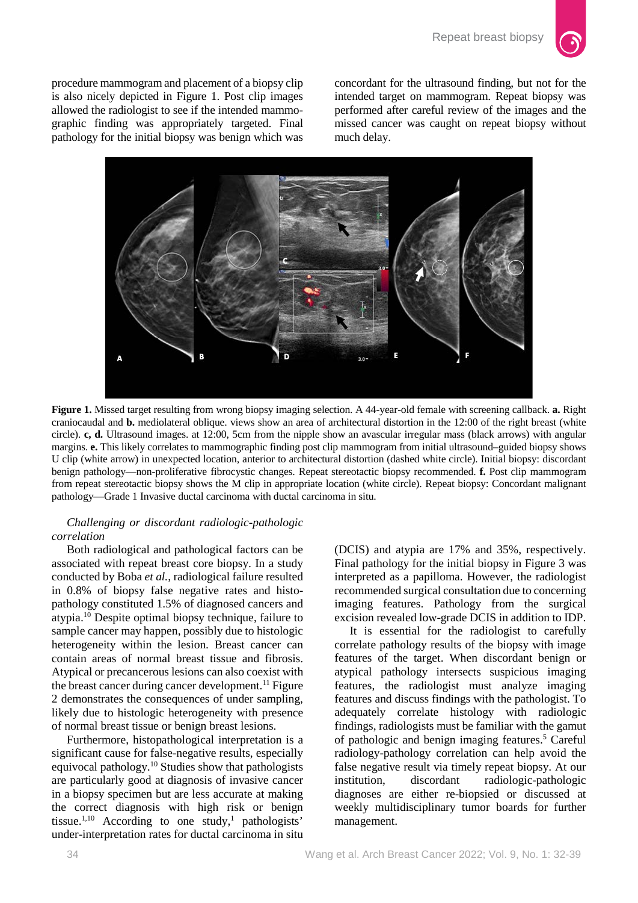procedure mammogram and placement of a biopsy clip is also nicely depicted in Figure 1. Post clip images allowed the radiologist to see if the intended mammographic finding was appropriately targeted. Final pathology for the initial biopsy was benign which was concordant for the ultrasound finding, but not for the intended target on mammogram. Repeat biopsy was performed after careful review of the images and the missed cancer was caught on repeat biopsy without much delay.

**Figure 1.** Missed target resulting from wrong biopsy imaging selection. A 44-year-old female with screening callback. **a.** Right craniocaudal and **b.** mediolateral oblique. views show an area of architectural distortion in the 12:00 of the right breast (white circle). **c, d.** Ultrasound images. at 12:00, 5cm from the nipple show an avascular irregular mass (black arrows) with angular margins. **e.** This likely correlates to mammographic finding post clip mammogram from initial ultrasound–guided biopsy shows U clip (white arrow) in unexpected location, anterior to architectural distortion (dashed white circle). Initial biopsy: discordant benign pathology—non-proliferative fibrocystic changes. Repeat stereotactic biopsy recommended. **f.** Post clip mammogram from repeat stereotactic biopsy shows the M clip in appropriate location (white circle). Repeat biopsy: Concordant malignant pathology—Grade 1 Invasive ductal carcinoma with ductal carcinoma in situ.

### *Challenging or discordant radiologic-pathologic correlation*

Both radiological and pathological factors can be associated with repeat breast core biopsy. In a study conducted by Boba *et al.*, radiological failure resulted in 0.8% of biopsy false negative rates and histopathology constituted 1.5% of diagnosed cancers and atypia.[10] Despite optimal biopsy technique, failure to sample cancer may happen, possibly due to histologic heterogeneity within the lesion. Breast cancer can contain areas of normal breast tissue and fibrosis. Atypical or precancerous lesions can also coexist with the breast cancer during cancer development.[11] Figure 2 demonstrates the consequences of under sampling, likely due to histologic heterogeneity with presence of normal breast tissue or benign breast lesions.

Furthermore, histopathological interpretation is a significant cause for false-negative results, especially equivocal pathology.[10] Studies show that pathologists are particularly good at diagnosis of invasive cancer in a biopsy specimen but are less accurate at making the correct diagnosis with high risk or benign tissue.[1,10] According to one study,[1] pathologists' under-interpretation rates for ductal carcinoma in situ (DCIS) and atypia are 17% and 35%, respectively. Final pathology for the initial biopsy in Figure 3 was interpreted as a papilloma. However, the radiologist recommended surgical consultation due to concerning imaging features. Pathology from the surgical excision revealed low-grade DCIS in addition to IDP.

It is essential for the radiologist to carefully correlate pathology results of the biopsy with image features of the target. When discordant benign or atypical pathology intersects suspicious imaging features, the radiologist must analyze imaging features and discuss findings with the pathologist. To adequately correlate histology with radiologic findings, radiologists must be familiar with the gamut of pathologic and benign imaging features.[5] Careful radiology-pathology correlation can help avoid the false negative result via timely repeat biopsy. At our institution, discordant radiologic-pathologic diagnoses are either re-biopsied or discussed at weekly multidisciplinary tumor boards for further management.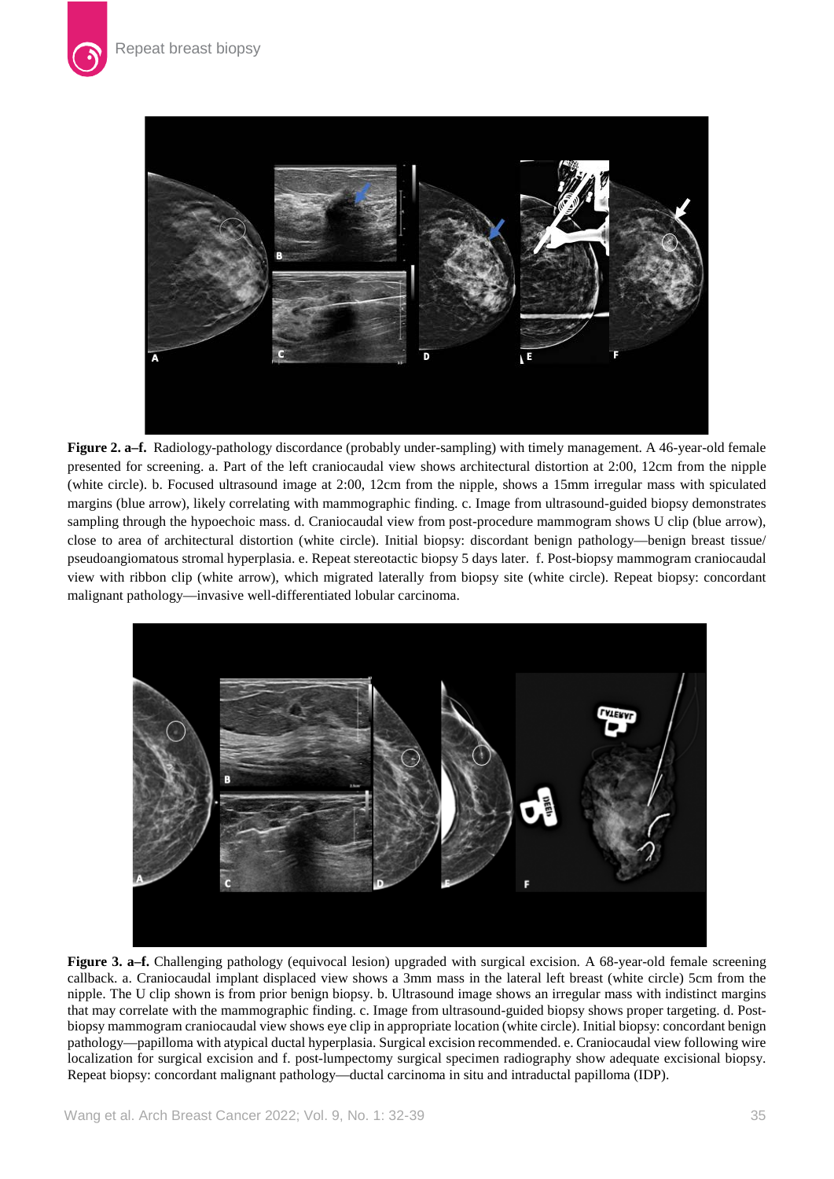**Figure 2. a–f.** Radiology-pathology discordance (probably under-sampling) with timely management. A 46-year-old female presented for screening. a. Part of the left craniocaudal view shows architectural distortion at 2:00, 12cm from the nipple (white circle). b. Focused ultrasound image at 2:00, 12cm from the nipple, shows a 15mm irregular mass with spiculated margins (blue arrow), likely correlating with mammographic finding. c. Image from ultrasound-guided biopsy demonstrates sampling through the hypoechoic mass. d. Craniocaudal view from post-procedure mammogram shows U clip (blue arrow), close to area of architectural distortion (white circle). Initial biopsy: discordant benign pathology—benign breast tissue/ pseudoangiomatous stromal hyperplasia. e. Repeat stereotactic biopsy 5 days later. f. Post-biopsy mammogram craniocaudal view with ribbon clip (white arrow), which migrated laterally from biopsy site (white circle). Repeat biopsy: concordant malignant pathology—invasive well-differentiated lobular carcinoma.

**Figure 3. a–f.** Challenging pathology (equivocal lesion) upgraded with surgical excision. A 68-year-old female screening callback. a. Craniocaudal implant displaced view shows a 3mm mass in the lateral left breast (white circle) 5cm from the nipple. The U clip shown is from prior benign biopsy. b. Ultrasound image shows an irregular mass with indistinct margins that may correlate with the mammographic finding. c. Image from ultrasound-guided biopsy shows proper targeting. d. Post-biopsy mammogram craniocaudal view shows eye clip in appropriate location (white circle). Initial biopsy: concordant benign pathology—papilloma with atypical ductal hyperplasia. Surgical excision recommended. e. Craniocaudal view following wire localization for surgical excision and f. post-lumpectomy surgical specimen radiography show adequate excisional biopsy. Repeat biopsy: concordant malignant pathology—ductal carcinoma in situ and intraductal papilloma (IDP).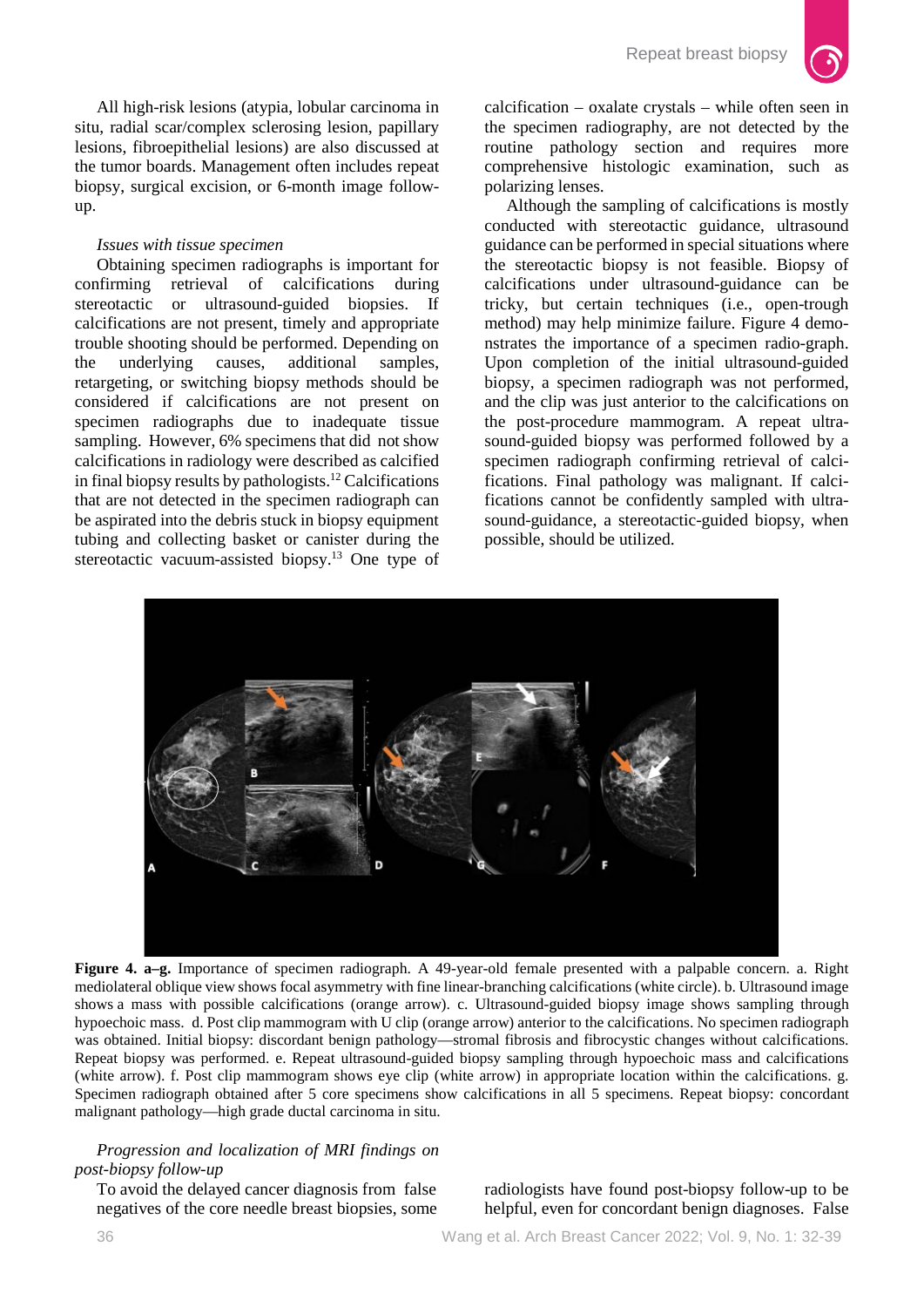All high-risk lesions (atypia, lobular carcinoma in situ, radial scar/complex sclerosing lesion, papillary lesions, fibroepithelial lesions) are also discussed at the tumor boards. Management often includes repeat biopsy, surgical excision, or 6-month image follow-up.

*Issues with tissue specimen*

Obtaining specimen radiographs is important for confirming retrieval of calcifications during stereotactic or ultrasound-guided biopsies. If calcifications are not present, timely and appropriate trouble shooting should be performed. Depending on the underlying causes, additional samples, retargeting, or switching biopsy methods should be considered if calcifications are not present on specimen radiographs due to inadequate tissue sampling. However, 6% specimens that did not show calcifications in radiology were described as calcified in final biopsy results by pathologists.[12] Calcifications that are not detected in the specimen radiograph can be aspirated into the debris stuck in biopsy equipment tubing and collecting basket or canister during the stereotactic vacuum-assisted biopsy.[13] One type of calcification – oxalate crystals – while often seen in the specimen radiography, are not detected by the routine pathology section and requires more comprehensive histologic examination, such as polarizing lenses.

Although the sampling of calcifications is mostly conducted with stereotactic guidance, ultrasound guidance can be performed in special situations where the stereotactic biopsy is not feasible. Biopsy of calcifications under ultrasound-guidance can be tricky, but certain techniques (i.e., open-trough method) may help minimize failure. Figure 4 demonstrates the importance of a specimen radio-graph. Upon completion of the initial ultrasound-guided biopsy, a specimen radiograph was not performed, and the clip was just anterior to the calcifications on the post-procedure mammogram. A repeat ultrasound-guided biopsy was performed followed by a specimen radiograph confirming retrieval of calcifications. Final pathology was malignant. If calcifications cannot be confidently sampled with ultrasound-guidance, a stereotactic-guided biopsy, when possible, should be utilized.

**Figure 4. a–g.** Importance of specimen radiograph. A 49-year-old female presented with a palpable concern. a. Right mediolateral oblique view shows focal asymmetry with fine linear-branching calcifications (white circle). b. Ultrasound image shows a mass with possible calcifications (orange arrow). c. Ultrasound-guided biopsy image shows sampling through hypoechoic mass. d. Post clip mammogram with U clip (orange arrow) anterior to the calcifications. No specimen radiograph was obtained. Initial biopsy: discordant benign pathology—stromal fibrosis and fibrocystic changes without calcifications. Repeat biopsy was performed. e. Repeat ultrasound-guided biopsy sampling through hypoechoic mass and calcifications (white arrow). f. Post clip mammogram shows eye clip (white arrow) in appropriate location within the calcifications. g. Specimen radiograph obtained after 5 core specimens show calcifications in all 5 specimens. Repeat biopsy: concordant malignant pathology—high grade ductal carcinoma in situ.

*Progression and localization of MRI findings on post-biopsy follow-up*

To avoid the delayed cancer diagnosis from false negatives of the core needle breast biopsies, some radiologists have found post-biopsy follow-up to be helpful, even for concordant benign diagnoses. False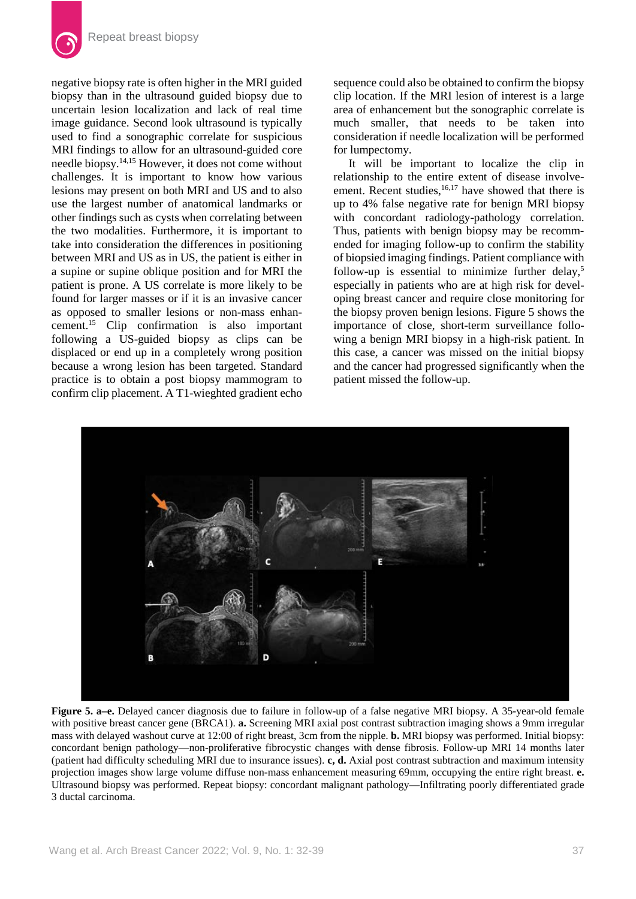negative biopsy rate is often higher in the MRI guided biopsy than in the ultrasound guided biopsy due to uncertain lesion localization and lack of real time image guidance. Second look ultrasound is typically used to find a sonographic correlate for suspicious MRI findings to allow for an ultrasound-guided core needle biopsy.[14,15] However, it does not come without challenges. It is important to know how various lesions may present on both MRI and US and to also use the largest number of anatomical landmarks or other findings such as cysts when correlating between the two modalities. Furthermore, it is important to take into consideration the differences in positioning between MRI and US as in US, the patient is either in a supine or supine oblique position and for MRI the patient is prone. A US correlate is more likely to be found for larger masses or if it is an invasive cancer as opposed to smaller lesions or non-mass enhancement.[15] Clip confirmation is also important following a US-guided biopsy as clips can be displaced or end up in a completely wrong position because a wrong lesion has been targeted. Standard practice is to obtain a post biopsy mammogram to confirm clip placement. A T1-wieghted gradient echo sequence could also be obtained to confirm the biopsy clip location. If the MRI lesion of interest is a large area of enhancement but the sonographic correlate is much smaller, that needs to be taken into consideration if needle localization will be performed for lumpectomy.

It will be important to localize the clip in relationship to the entire extent of disease involvement. Recent studies,[16,17] have showed that there is up to 4% false negative rate for benign MRI biopsy with concordant radiology-pathology correlation. Thus, patients with benign biopsy may be recommended for imaging follow-up to confirm the stability of biopsied imaging findings. Patient compliance with follow-up is essential to minimize further delay,[5] especially in patients who are at high risk for developing breast cancer and require close monitoring for the biopsy proven benign lesions. Figure 5 shows the importance of close, short-term surveillance following a benign MRI biopsy in a high-risk patient. In this case, a cancer was missed on the initial biopsy and the cancer had progressed significantly when the patient missed the follow-up.

**Figure 5. a–e.** Delayed cancer diagnosis due to failure in follow-up of a false negative MRI biopsy. A 35-year-old female with positive breast cancer gene (BRCA1). **a.** Screening MRI axial post contrast subtraction imaging shows a 9mm irregular mass with delayed washout curve at 12:00 of right breast, 3cm from the nipple. **b.** MRI biopsy was performed. Initial biopsy: concordant benign pathology—non-proliferative fibrocystic changes with dense fibrosis. Follow-up MRI 14 months later (patient had difficulty scheduling MRI due to insurance issues). **c, d.** Axial post contrast subtraction and maximum intensity projection images show large volume diffuse non-mass enhancement measuring 69mm, occupying the entire right breast. **e.** Ultrasound biopsy was performed. Repeat biopsy: concordant malignant pathology—Infiltrating poorly differentiated grade 3 ductal carcinoma.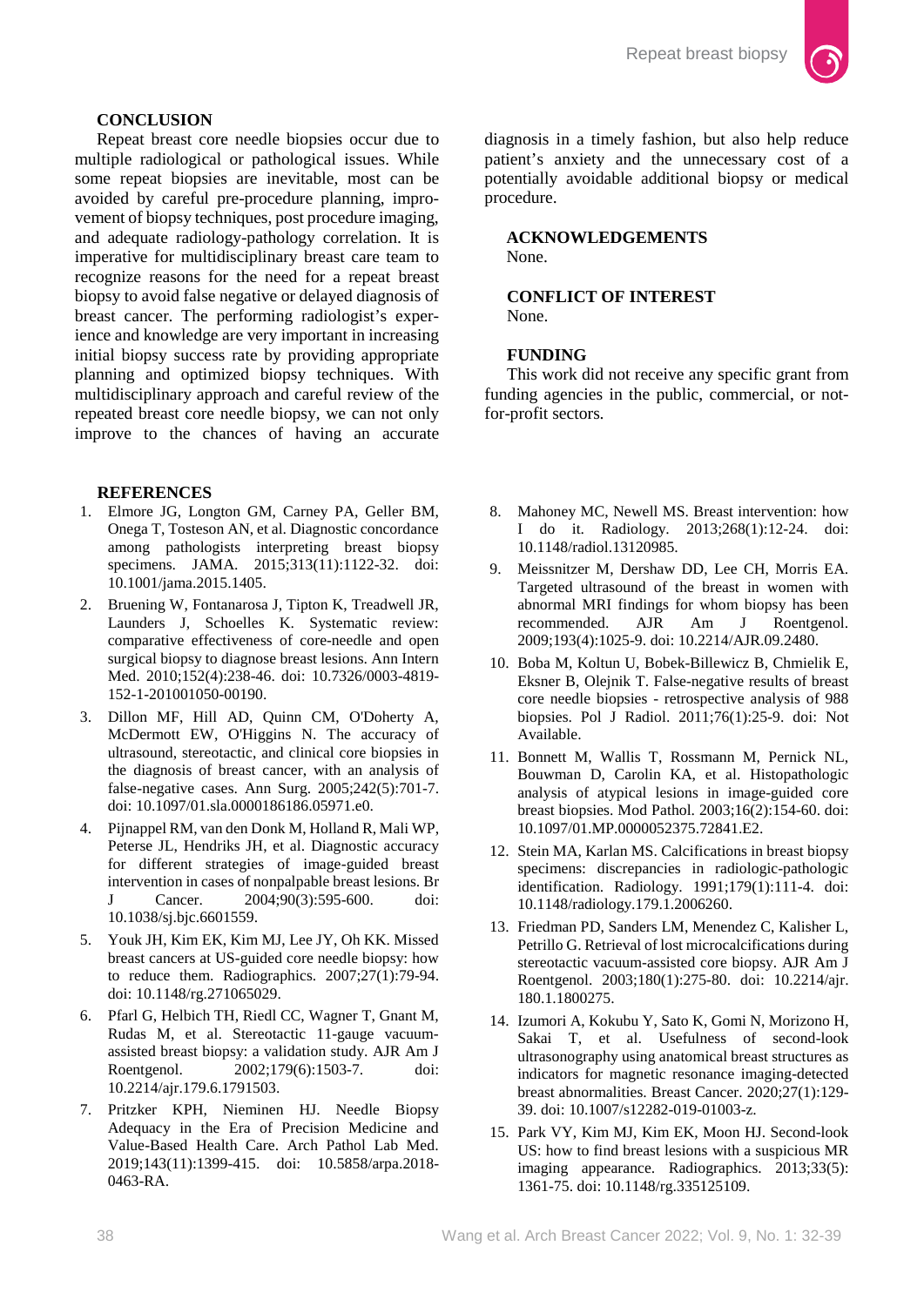## CONCLUSION

Repeat breast core needle biopsies occur due to multiple radiological or pathological issues. While some repeat biopsies are inevitable, most can be avoided by careful pre-procedure planning, improvement of biopsy techniques, post procedure imaging, and adequate radiology-pathology correlation. It is imperative for multidisciplinary breast care team to recognize reasons for the need for a repeat breast biopsy to avoid false negative or delayed diagnosis of breast cancer. The performing radiologist's experience and knowledge are very important in increasing initial biopsy success rate by providing appropriate planning and optimized biopsy techniques. With multidisciplinary approach and careful review of the repeated breast core needle biopsy, we can not only improve to the chances of having an accurate diagnosis in a timely fashion, but also help reduce patient's anxiety and the unnecessary cost of a potentially avoidable additional biopsy or medical procedure.

## ACKNOWLEDGEMENTS

None.

## CONFLICT OF INTEREST

None.

## FUNDING

This work did not receive any specific grant from funding agencies in the public, commercial, or not-for-profit sectors.

## REFERENCES

1. Elmore JG, Longton GM, Carney PA, Geller BM, Onega T, Tosteson AN, et al. Diagnostic concordance among pathologists interpreting breast biopsy specimens. JAMA. 2015;313(11):1122-32. doi: 10.1001/jama.2015.1405.
2. Bruening W, Fontanarosa J, Tipton K, Treadwell JR, Launders J, Schoelles K. Systematic review: comparative effectiveness of core-needle and open surgical biopsy to diagnose breast lesions. Ann Intern Med. 2010;152(4):238-46. doi: 10.7326/0003-4819-152-1-201001050-00190.
3. Dillon MF, Hill AD, Quinn CM, O'Doherty A, McDermott EW, O'Higgins N. The accuracy of ultrasound, stereotactic, and clinical core biopsies in the diagnosis of breast cancer, with an analysis of false-negative cases. Ann Surg. 2005;242(5):701-7. doi: 10.1097/01.sla.0000186186.05971.e0.
4. Pijnappel RM, van den Donk M, Holland R, Mali WP, Peterse JL, Hendriks JH, et al. Diagnostic accuracy for different strategies of image-guided breast intervention in cases of nonpalpable breast lesions. Br J Cancer. 2004;90(3):595-600. doi: 10.1038/sj.bjc.6601559.
5. Youk JH, Kim EK, Kim MJ, Lee JY, Oh KK. Missed breast cancers at US-guided core needle biopsy: how to reduce them. Radiographics. 2007;27(1):79-94. doi: 10.1148/rg.271065029.
6. Pfarl G, Helbich TH, Riedl CC, Wagner T, Gnant M, Rudas M, et al. Stereotactic 11-gauge vacuum-assisted breast biopsy: a validation study. AJR Am J Roentgenol. 2002;179(6):1503-7. doi: 10.2214/ajr.179.6.1791503.
7. Pritzker KPH, Nieminen HJ. Needle Biopsy Adequacy in the Era of Precision Medicine and Value-Based Health Care. Arch Pathol Lab Med. 2019;143(11):1399-415. doi: 10.5858/arpa.2018-0463-RA.
8. Mahoney MC, Newell MS. Breast intervention: how I do it. Radiology. 2013;268(1):12-24. doi: 10.1148/radiol.13120985.
9. Meissnitzer M, Dershaw DD, Lee CH, Morris EA. Targeted ultrasound of the breast in women with abnormal MRI findings for whom biopsy has been recommended. AJR Am J Roentgenol. 2009;193(4):1025-9. doi: 10.2214/AJR.09.2480.
10. Boba M, Koltun U, Bobek-Billewicz B, Chmielik E, Eksner B, Olejnik T. False-negative results of breast core needle biopsies - retrospective analysis of 988 biopsies. Pol J Radiol. 2011;76(1):25-9. doi: Not Available.
11. Bonnett M, Wallis T, Rossmann M, Pernick NL, Bouwman D, Carolin KA, et al. Histopathologic analysis of atypical lesions in image-guided core breast biopsies. Mod Pathol. 2003;16(2):154-60. doi: 10.1097/01.MP.0000052375.72841.E2.
12. Stein MA, Karlan MS. Calcifications in breast biopsy specimens: discrepancies in radiologic-pathologic identification. Radiology. 1991;179(1):111-4. doi: 10.1148/radiology.179.1.2006260.
13. Friedman PD, Sanders LM, Menendez C, Kalisher L, Petrillo G. Retrieval of lost microcalcifications during stereotactic vacuum-assisted core biopsy. AJR Am J Roentgenol. 2003;180(1):275-80. doi: 10.2214/ajr.180.1.1800275.
14. Izumori A, Kokubu Y, Sato K, Gomi N, Morizono H, Sakai T, et al. Usefulness of second-look ultrasonography using anatomical breast structures as indicators for magnetic resonance imaging-detected breast abnormalities. Breast Cancer. 2020;27(1):129-39. doi: 10.1007/s12282-019-01003-z.
15. Park VY, Kim MJ, Kim EK, Moon HJ. Second-look US: how to find breast lesions with a suspicious MR imaging appearance. Radiographics. 2013;33(5): 1361-75. doi: 10.1148/rg.335125109.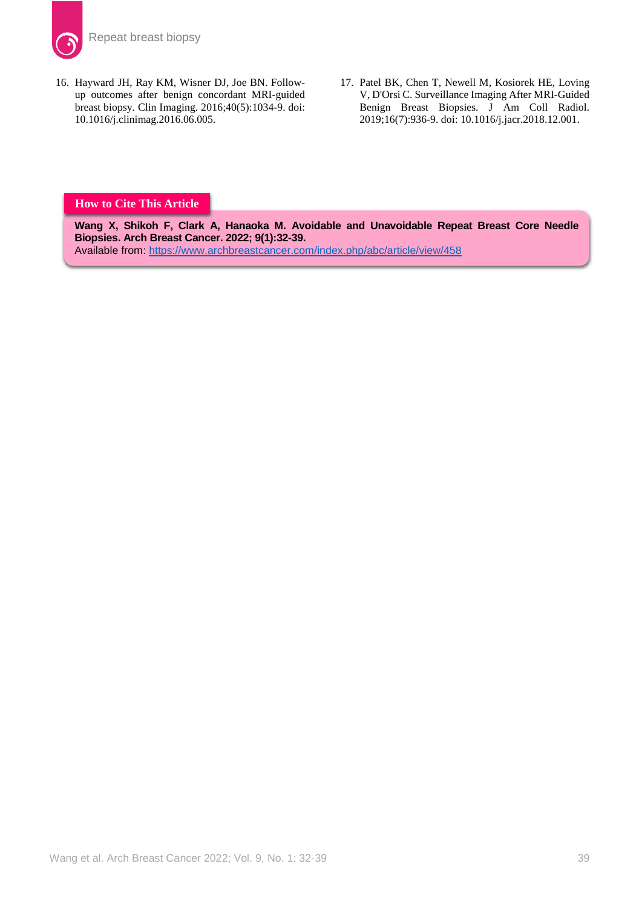16. Hayward JH, Ray KM, Wisner DJ, Joe BN. Follow-up outcomes after benign concordant MRI-guided breast biopsy. Clin Imaging. 2016;40(5):1034-9. doi: 10.1016/j.clinimag.2016.06.005.

17. Patel BK, Chen T, Newell M, Kosiorek HE, Loving V, D'Orsi C. Surveillance Imaging After MRI-Guided Benign Breast Biopsies. J Am Coll Radiol. 2019;16(7):936-9. doi: 10.1016/j.jacr.2018.12.001.

**How to Cite This Article**

**Wang X, Shikoh F, Clark A, Hanaoka M. Avoidable and Unavoidable Repeat Breast Core Needle Biopsies. Arch Breast Cancer. 2022; 9(1):32-39.**
Available from: https://www.archbreastcancer.com/index.php/abc/article/view/458